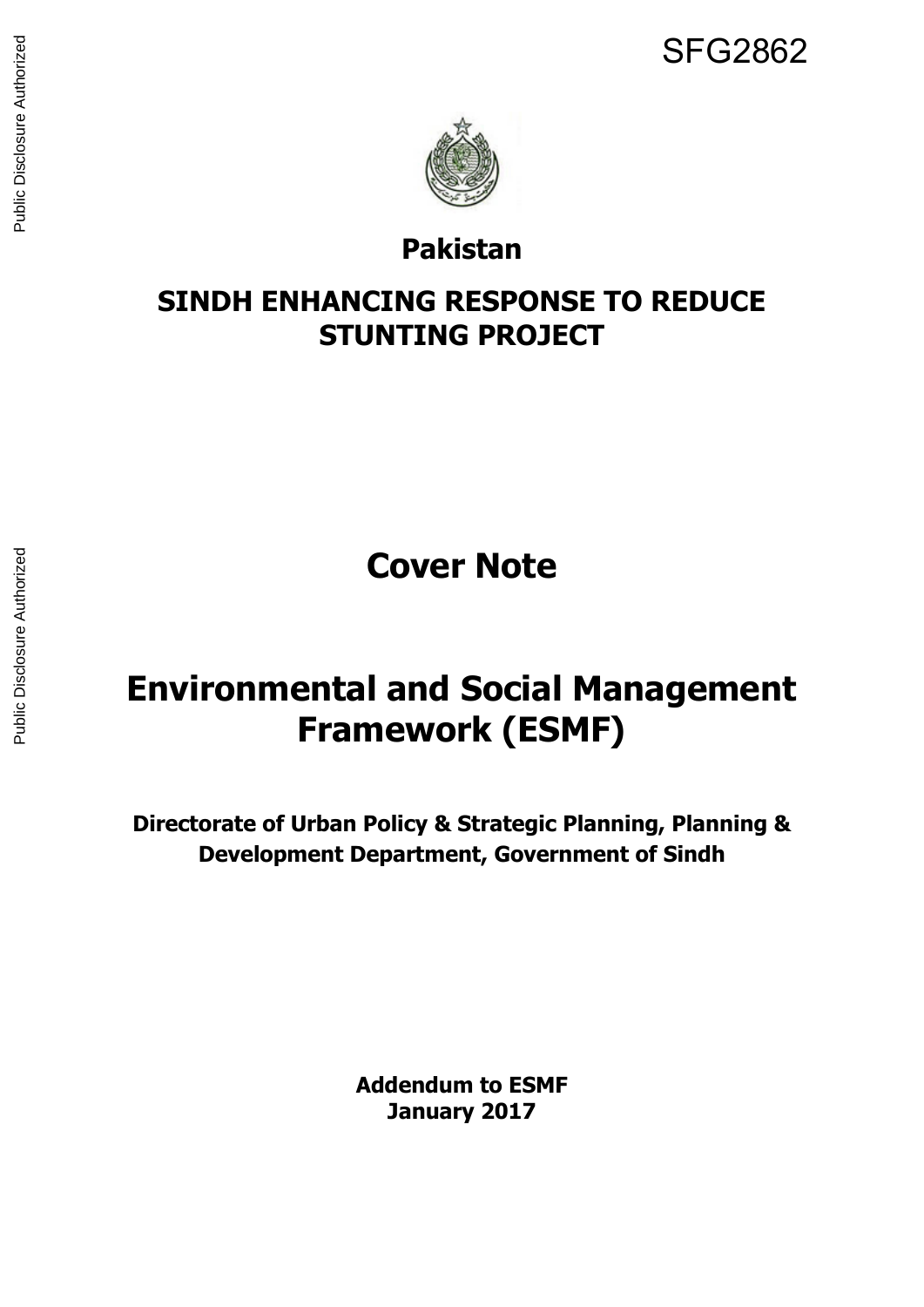SFG2862

**Pakistan**

# SINDH ENHANCING RESPONSE TO REDUCE STUNTING PROJECT

# Cover Note

# Environmental and Social Management Framework (ESMF)

**Directorate of Urban Policy & Strategic Planning, Planning & Development Department, Government of Sindh**

**Addendum to ESMF**
**January 2017**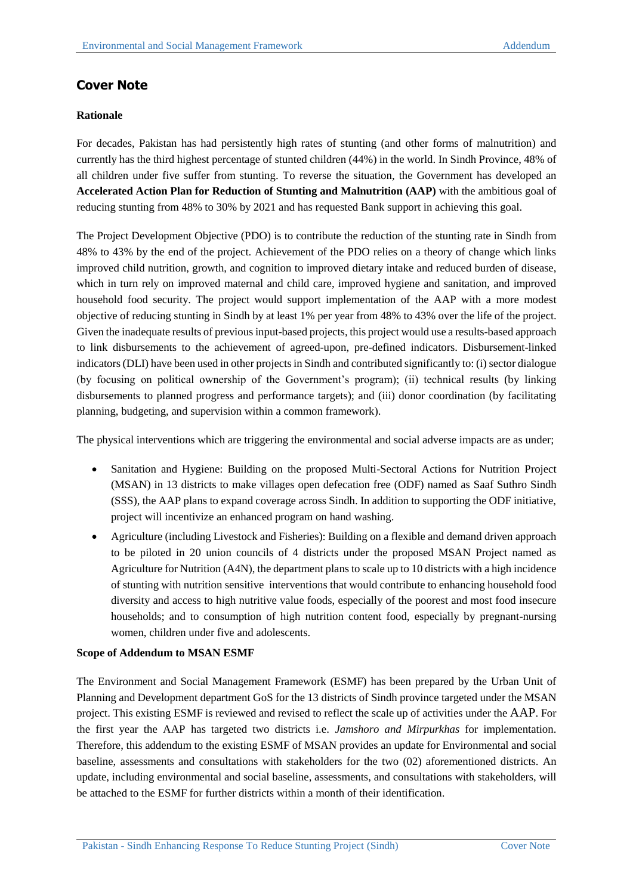## Cover Note

**Rationale**

For decades, Pakistan has had persistently high rates of stunting (and other forms of malnutrition) and currently has the third highest percentage of stunted children (44%) in the world. In Sindh Province, 48% of all children under five suffer from stunting. To reverse the situation, the Government has developed an **Accelerated Action Plan for Reduction of Stunting and Malnutrition (AAP)** with the ambitious goal of reducing stunting from 48% to 30% by 2021 and has requested Bank support in achieving this goal.

The Project Development Objective (PDO) is to contribute the reduction of the stunting rate in Sindh from 48% to 43% by the end of the project. Achievement of the PDO relies on a theory of change which links improved child nutrition, growth, and cognition to improved dietary intake and reduced burden of disease, which in turn rely on improved maternal and child care, improved hygiene and sanitation, and improved household food security. The project would support implementation of the AAP with a more modest objective of reducing stunting in Sindh by at least 1% per year from 48% to 43% over the life of the project. Given the inadequate results of previous input-based projects, this project would use a results-based approach to link disbursements to the achievement of agreed-upon, pre-defined indicators. Disbursement-linked indicators (DLI) have been used in other projects in Sindh and contributed significantly to: (i) sector dialogue (by focusing on political ownership of the Government's program); (ii) technical results (by linking disbursements to planned progress and performance targets); and (iii) donor coordination (by facilitating planning, budgeting, and supervision within a common framework).

The physical interventions which are triggering the environmental and social adverse impacts are as under;

- Sanitation and Hygiene: Building on the proposed Multi-Sectoral Actions for Nutrition Project (MSAN) in 13 districts to make villages open defecation free (ODF) named as Saaf Suthro Sindh (SSS), the AAP plans to expand coverage across Sindh. In addition to supporting the ODF initiative, project will incentivize an enhanced program on hand washing.
- Agriculture (including Livestock and Fisheries): Building on a flexible and demand driven approach to be piloted in 20 union councils of 4 districts under the proposed MSAN Project named as Agriculture for Nutrition (A4N), the department plans to scale up to 10 districts with a high incidence of stunting with nutrition sensitive interventions that would contribute to enhancing household food diversity and access to high nutritive value foods, especially of the poorest and most food insecure households; and to consumption of high nutrition content food, especially by pregnant-nursing women, children under five and adolescents.

**Scope of Addendum to MSAN ESMF**

The Environment and Social Management Framework (ESMF) has been prepared by the Urban Unit of Planning and Development department GoS for the 13 districts of Sindh province targeted under the MSAN project. This existing ESMF is reviewed and revised to reflect the scale up of activities under the AAP. For the first year the AAP has targeted two districts i.e. *Jamshoro and Mirpurkhas* for implementation. Therefore, this addendum to the existing ESMF of MSAN provides an update for Environmental and social baseline, assessments and consultations with stakeholders for the two (02) aforementioned districts. An update, including environmental and social baseline, assessments, and consultations with stakeholders, will be attached to the ESMF for further districts within a month of their identification.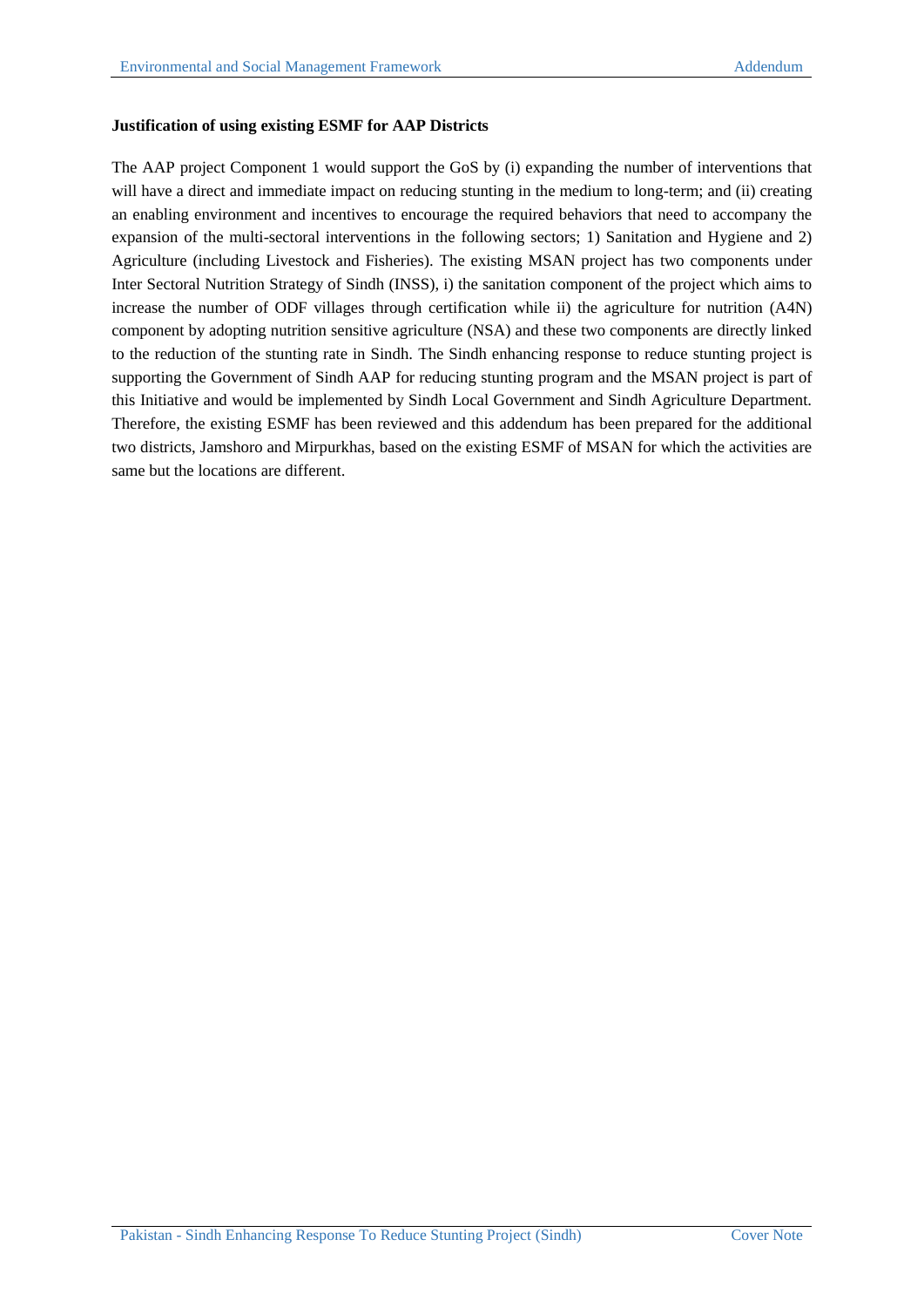**Justification of using existing ESMF for AAP Districts**

The AAP project Component 1 would support the GoS by (i) expanding the number of interventions that will have a direct and immediate impact on reducing stunting in the medium to long-term; and (ii) creating an enabling environment and incentives to encourage the required behaviors that need to accompany the expansion of the multi-sectoral interventions in the following sectors; 1) Sanitation and Hygiene and 2) Agriculture (including Livestock and Fisheries). The existing MSAN project has two components under Inter Sectoral Nutrition Strategy of Sindh (INSS), i) the sanitation component of the project which aims to increase the number of ODF villages through certification while ii) the agriculture for nutrition (A4N) component by adopting nutrition sensitive agriculture (NSA) and these two components are directly linked to the reduction of the stunting rate in Sindh. The Sindh enhancing response to reduce stunting project is supporting the Government of Sindh AAP for reducing stunting program and the MSAN project is part of this Initiative and would be implemented by Sindh Local Government and Sindh Agriculture Department. Therefore, the existing ESMF has been reviewed and this addendum has been prepared for the additional two districts, Jamshoro and Mirpurkhas, based on the existing ESMF of MSAN for which the activities are same but the locations are different.